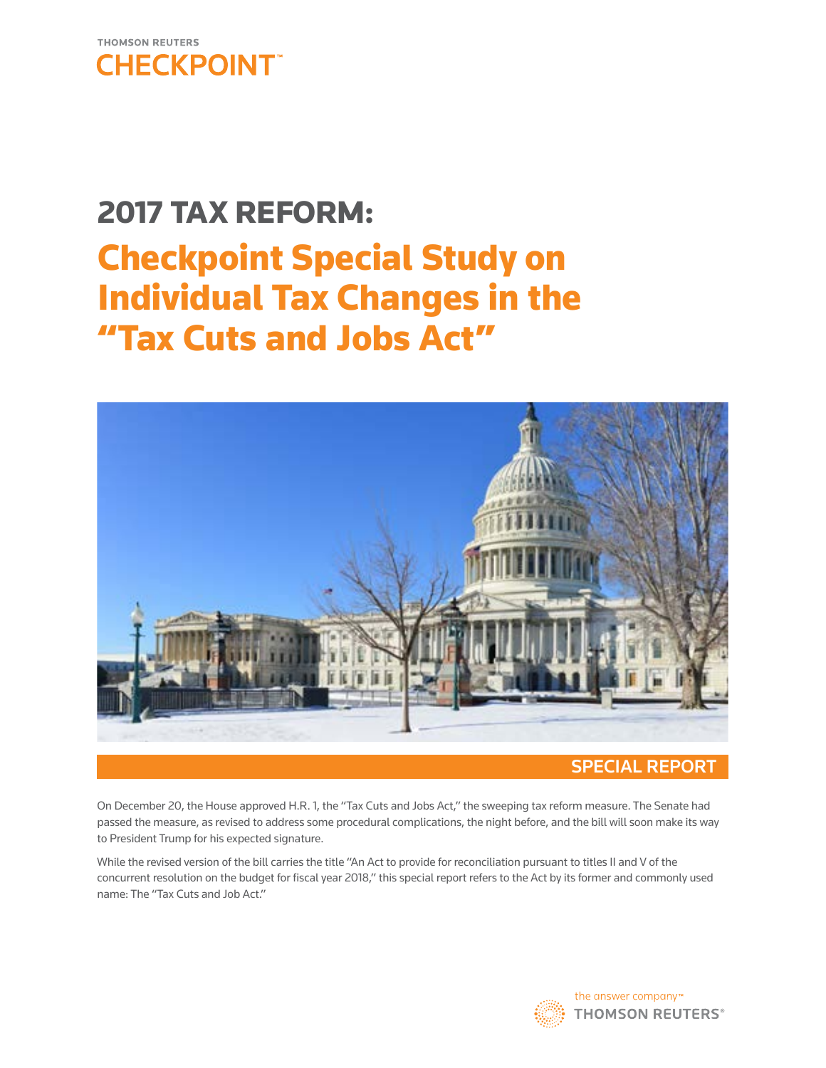THOMSON REUTERS
CHECKPOINT™

# 2017 TAX REFORM:

# Checkpoint Special Study on Individual Tax Changes in the "Tax Cuts and Jobs Act"

## SPECIAL REPORT

On December 20, the House approved H.R. 1, the "Tax Cuts and Jobs Act," the sweeping tax reform measure. The Senate had passed the measure, as revised to address some procedural complications, the night before, and the bill will soon make its way to President Trump for his expected signature.

While the revised version of the bill carries the title "An Act to provide for reconciliation pursuant to titles II and V of the concurrent resolution on the budget for fiscal year 2018," this special report refers to the Act by its former and commonly used name: The "Tax Cuts and Job Act."

the answer company™
THOMSON REUTERS®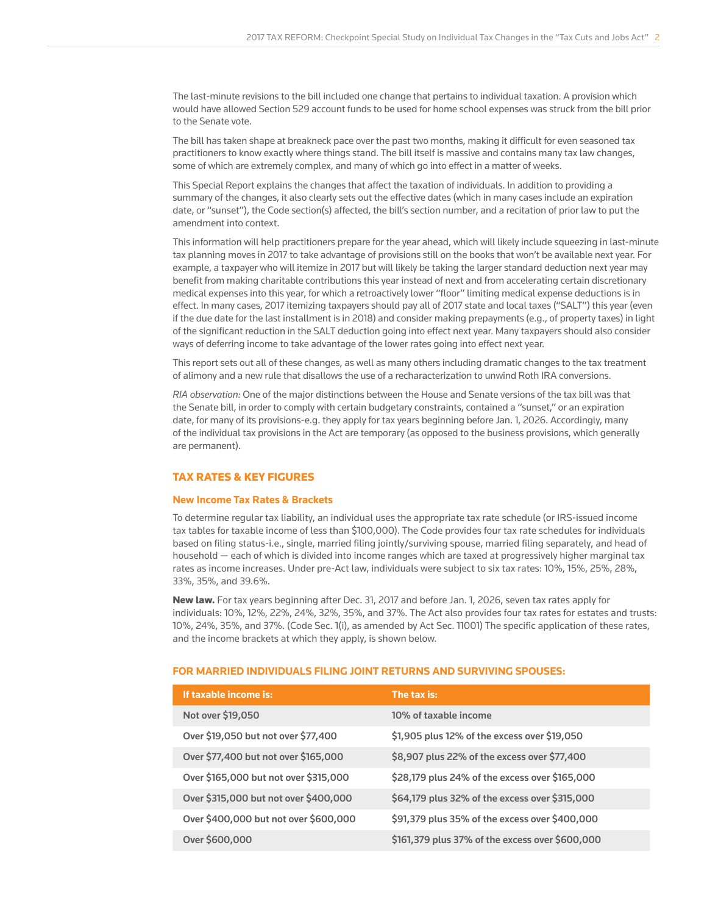The last-minute revisions to the bill included one change that pertains to individual taxation. A provision which would have allowed Section 529 account funds to be used for home school expenses was struck from the bill prior to the Senate vote.

The bill has taken shape at breakneck pace over the past two months, making it difficult for even seasoned tax practitioners to know exactly where things stand. The bill itself is massive and contains many tax law changes, some of which are extremely complex, and many of which go into effect in a matter of weeks.

This Special Report explains the changes that affect the taxation of individuals. In addition to providing a summary of the changes, it also clearly sets out the effective dates (which in many cases include an expiration date, or "sunset"), the Code section(s) affected, the bill's section number, and a recitation of prior law to put the amendment into context.

This information will help practitioners prepare for the year ahead, which will likely include squeezing in last-minute tax planning moves in 2017 to take advantage of provisions still on the books that won't be available next year. For example, a taxpayer who will itemize in 2017 but will likely be taking the larger standard deduction next year may benefit from making charitable contributions this year instead of next and from accelerating certain discretionary medical expenses into this year, for which a retroactively lower "floor" limiting medical expense deductions is in effect. In many cases, 2017 itemizing taxpayers should pay all of 2017 state and local taxes ("SALT") this year (even if the due date for the last installment is in 2018) and consider making prepayments (e.g., of property taxes) in light of the significant reduction in the SALT deduction going into effect next year. Many taxpayers should also consider ways of deferring income to take advantage of the lower rates going into effect next year.

This report sets out all of these changes, as well as many others including dramatic changes to the tax treatment of alimony and a new rule that disallows the use of a recharacterization to unwind Roth IRA conversions.

*RIA observation:* One of the major distinctions between the House and Senate versions of the tax bill was that the Senate bill, in order to comply with certain budgetary constraints, contained a "sunset," or an expiration date, for many of its provisions-e.g. they apply for tax years beginning before Jan. 1, 2026. Accordingly, many of the individual tax provisions in the Act are temporary (as opposed to the business provisions, which generally are permanent).

## TAX RATES & KEY FIGURES

### New Income Tax Rates & Brackets

To determine regular tax liability, an individual uses the appropriate tax rate schedule (or IRS-issued income tax tables for taxable income of less than $100,000). The Code provides four tax rate schedules for individuals based on filing status-i.e., single, married filing jointly/surviving spouse, married filing separately, and head of household — each of which is divided into income ranges which are taxed at progressively higher marginal tax rates as income increases. Under pre-Act law, individuals were subject to six tax rates: 10%, 15%, 25%, 28%, 33%, 35%, and 39.6%.

**New law.** For tax years beginning after Dec. 31, 2017 and before Jan. 1, 2026, seven tax rates apply for individuals: 10%, 12%, 22%, 24%, 32%, 35%, and 37%. The Act also provides four tax rates for estates and trusts: 10%, 24%, 35%, and 37%. (Code Sec. 1(i), as amended by Act Sec. 11001) The specific application of these rates, and the income brackets at which they apply, is shown below.

#### FOR MARRIED INDIVIDUALS FILING JOINT RETURNS AND SURVIVING SPOUSES:

| If taxable income is: | The tax is: |
|---|---|
| Not over $19,050 | 10% of taxable income |
| Over $19,050 but not over $77,400 | $1,905 plus 12% of the excess over $19,050 |
| Over $77,400 but not over $165,000 | $8,907 plus 22% of the excess over $77,400 |
| Over $165,000 but not over $315,000 | $28,179 plus 24% of the excess over $165,000 |
| Over $315,000 but not over $400,000 | $64,179 plus 32% of the excess over $315,000 |
| Over $400,000 but not over $600,000 | $91,379 plus 35% of the excess over $400,000 |
| Over $600,000 | $161,379 plus 37% of the excess over $600,000 |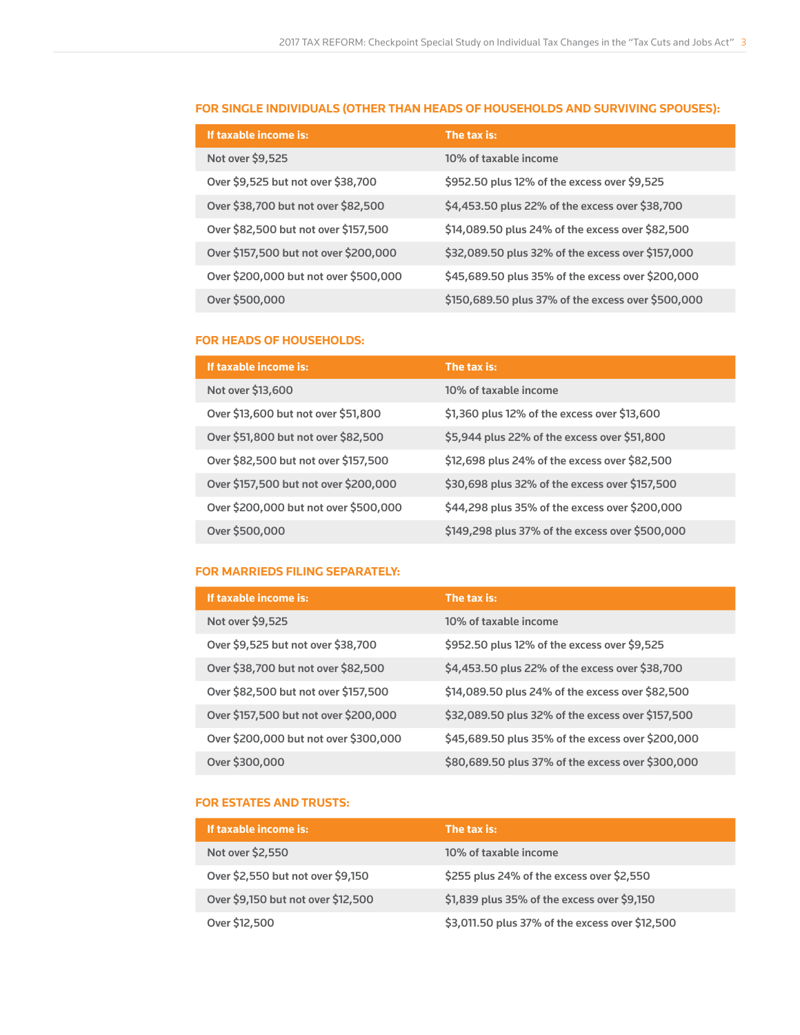### FOR SINGLE INDIVIDUALS (OTHER THAN HEADS OF HOUSEHOLDS AND SURVIVING SPOUSES):

| If taxable income is: | The tax is: |
|---|---|
| Not over $9,525 | 10% of taxable income |
| Over $9,525 but not over $38,700 | $952.50 plus 12% of the excess over $9,525 |
| Over $38,700 but not over $82,500 | $4,453.50 plus 22% of the excess over $38,700 |
| Over $82,500 but not over $157,500 | $14,089.50 plus 24% of the excess over $82,500 |
| Over $157,500 but not over $200,000 | $32,089.50 plus 32% of the excess over $157,000 |
| Over $200,000 but not over $500,000 | $45,689.50 plus 35% of the excess over $200,000 |
| Over $500,000 | $150,689.50 plus 37% of the excess over $500,000 |

### FOR HEADS OF HOUSEHOLDS:

| If taxable income is: | The tax is: |
|---|---|
| Not over $13,600 | 10% of taxable income |
| Over $13,600 but not over $51,800 | $1,360 plus 12% of the excess over $13,600 |
| Over $51,800 but not over $82,500 | $5,944 plus 22% of the excess over $51,800 |
| Over $82,500 but not over $157,500 | $12,698 plus 24% of the excess over $82,500 |
| Over $157,500 but not over $200,000 | $30,698 plus 32% of the excess over $157,500 |
| Over $200,000 but not over $500,000 | $44,298 plus 35% of the excess over $200,000 |
| Over $500,000 | $149,298 plus 37% of the excess over $500,000 |

### FOR MARRIEDS FILING SEPARATELY:

| If taxable income is: | The tax is: |
|---|---|
| Not over $9,525 | 10% of taxable income |
| Over $9,525 but not over $38,700 | $952.50 plus 12% of the excess over $9,525 |
| Over $38,700 but not over $82,500 | $4,453.50 plus 22% of the excess over $38,700 |
| Over $82,500 but not over $157,500 | $14,089.50 plus 24% of the excess over $82,500 |
| Over $157,500 but not over $200,000 | $32,089.50 plus 32% of the excess over $157,500 |
| Over $200,000 but not over $300,000 | $45,689.50 plus 35% of the excess over $200,000 |
| Over $300,000 | $80,689.50 plus 37% of the excess over $300,000 |

### FOR ESTATES AND TRUSTS:

| If taxable income is: | The tax is: |
|---|---|
| Not over $2,550 | 10% of taxable income |
| Over $2,550 but not over $9,150 | $255 plus 24% of the excess over $2,550 |
| Over $9,150 but not over $12,500 | $1,839 plus 35% of the excess over $9,150 |
| Over $12,500 | $3,011.50 plus 37% of the excess over $12,500 |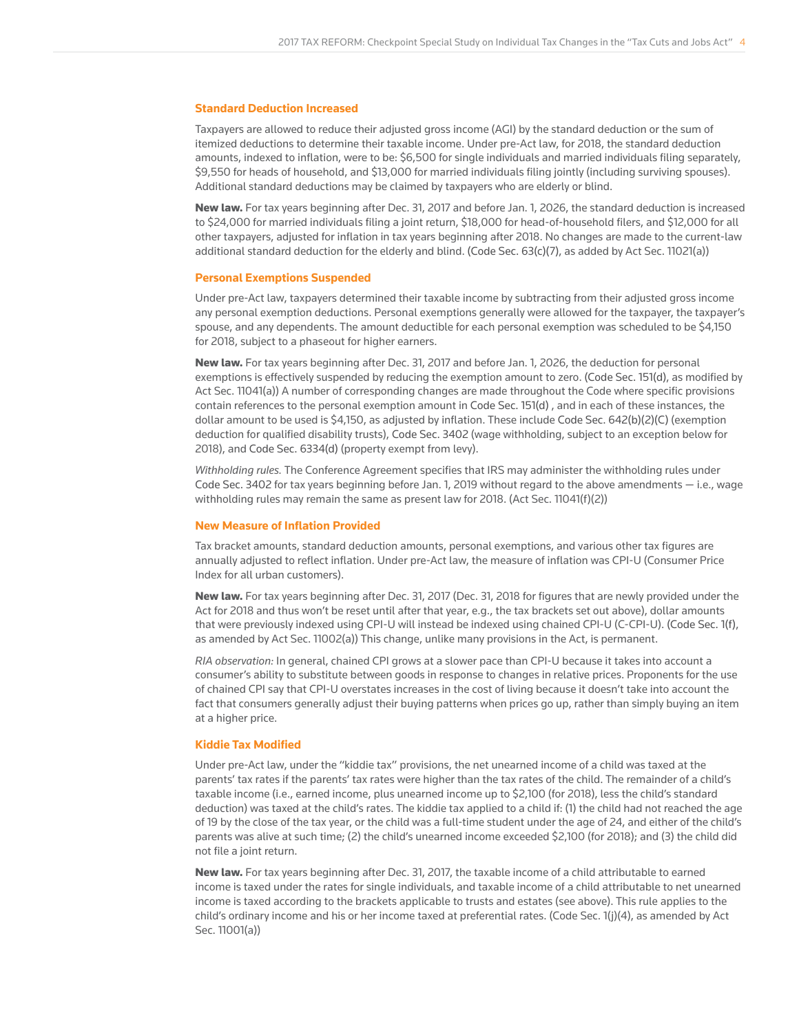### Standard Deduction Increased

Taxpayers are allowed to reduce their adjusted gross income (AGI) by the standard deduction or the sum of itemized deductions to determine their taxable income. Under pre-Act law, for 2018, the standard deduction amounts, indexed to inflation, were to be: $6,500 for single individuals and married individuals filing separately, $9,550 for heads of household, and $13,000 for married individuals filing jointly (including surviving spouses). Additional standard deductions may be claimed by taxpayers who are elderly or blind.

**New law.** For tax years beginning after Dec. 31, 2017 and before Jan. 1, 2026, the standard deduction is increased to $24,000 for married individuals filing a joint return, $18,000 for head-of-household filers, and $12,000 for all other taxpayers, adjusted for inflation in tax years beginning after 2018. No changes are made to the current-law additional standard deduction for the elderly and blind. (Code Sec. 63(c)(7), as added by Act Sec. 11021(a))

### Personal Exemptions Suspended

Under pre-Act law, taxpayers determined their taxable income by subtracting from their adjusted gross income any personal exemption deductions. Personal exemptions generally were allowed for the taxpayer, the taxpayer's spouse, and any dependents. The amount deductible for each personal exemption was scheduled to be $4,150 for 2018, subject to a phaseout for higher earners.

**New law.** For tax years beginning after Dec. 31, 2017 and before Jan. 1, 2026, the deduction for personal exemptions is effectively suspended by reducing the exemption amount to zero. (Code Sec. 151(d), as modified by Act Sec. 11041(a)) A number of corresponding changes are made throughout the Code where specific provisions contain references to the personal exemption amount in Code Sec. 151(d) , and in each of these instances, the dollar amount to be used is $4,150, as adjusted by inflation. These include Code Sec. 642(b)(2)(C) (exemption deduction for qualified disability trusts), Code Sec. 3402 (wage withholding, subject to an exception below for 2018), and Code Sec. 6334(d) (property exempt from levy).

*Withholding rules.* The Conference Agreement specifies that IRS may administer the withholding rules under Code Sec. 3402 for tax years beginning before Jan. 1, 2019 without regard to the above amendments — i.e., wage withholding rules may remain the same as present law for 2018. (Act Sec. 11041(f)(2))

### New Measure of Inflation Provided

Tax bracket amounts, standard deduction amounts, personal exemptions, and various other tax figures are annually adjusted to reflect inflation. Under pre-Act law, the measure of inflation was CPI-U (Consumer Price Index for all urban customers).

**New law.** For tax years beginning after Dec. 31, 2017 (Dec. 31, 2018 for figures that are newly provided under the Act for 2018 and thus won't be reset until after that year, e.g., the tax brackets set out above), dollar amounts that were previously indexed using CPI-U will instead be indexed using chained CPI-U (C-CPI-U). (Code Sec. 1(f), as amended by Act Sec. 11002(a)) This change, unlike many provisions in the Act, is permanent.

*RIA observation:* In general, chained CPI grows at a slower pace than CPI-U because it takes into account a consumer's ability to substitute between goods in response to changes in relative prices. Proponents for the use of chained CPI say that CPI-U overstates increases in the cost of living because it doesn't take into account the fact that consumers generally adjust their buying patterns when prices go up, rather than simply buying an item at a higher price.

### Kiddie Tax Modified

Under pre-Act law, under the "kiddie tax" provisions, the net unearned income of a child was taxed at the parents' tax rates if the parents' tax rates were higher than the tax rates of the child. The remainder of a child's taxable income (i.e., earned income, plus unearned income up to $2,100 (for 2018), less the child's standard deduction) was taxed at the child's rates. The kiddie tax applied to a child if: (1) the child had not reached the age of 19 by the close of the tax year, or the child was a full-time student under the age of 24, and either of the child's parents was alive at such time; (2) the child's unearned income exceeded $2,100 (for 2018); and (3) the child did not file a joint return.

**New law.** For tax years beginning after Dec. 31, 2017, the taxable income of a child attributable to earned income is taxed under the rates for single individuals, and taxable income of a child attributable to net unearned income is taxed according to the brackets applicable to trusts and estates (see above). This rule applies to the child's ordinary income and his or her income taxed at preferential rates. (Code Sec. 1(j)(4), as amended by Act Sec. 11001(a))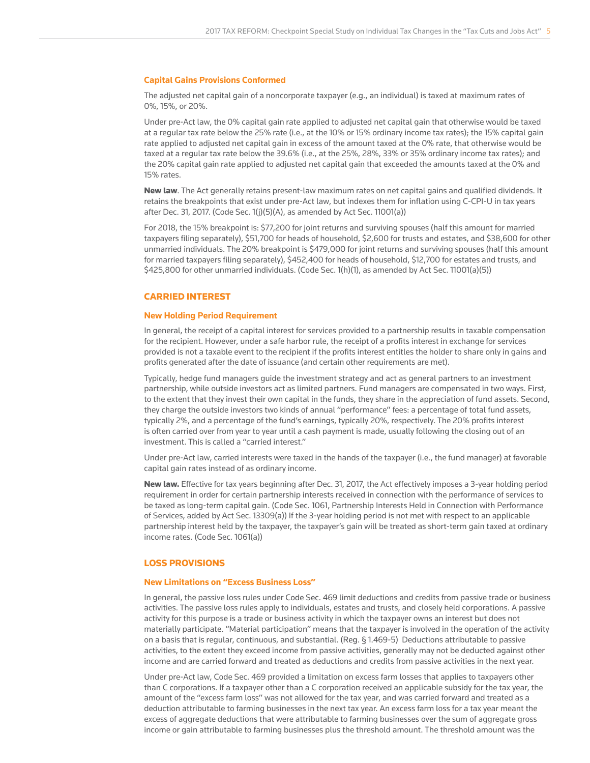### Capital Gains Provisions Conformed

The adjusted net capital gain of a noncorporate taxpayer (e.g., an individual) is taxed at maximum rates of 0%, 15%, or 20%.

Under pre-Act law, the 0% capital gain rate applied to adjusted net capital gain that otherwise would be taxed at a regular tax rate below the 25% rate (i.e., at the 10% or 15% ordinary income tax rates); the 15% capital gain rate applied to adjusted net capital gain in excess of the amount taxed at the 0% rate, that otherwise would be taxed at a regular tax rate below the 39.6% (i.e., at the 25%, 28%, 33% or 35% ordinary income tax rates); and the 20% capital gain rate applied to adjusted net capital gain that exceeded the amounts taxed at the 0% and 15% rates.

**New law**. The Act generally retains present-law maximum rates on net capital gains and qualified dividends. It retains the breakpoints that exist under pre-Act law, but indexes them for inflation using C-CPI-U in tax years after Dec. 31, 2017. (Code Sec. 1(j)(5)(A), as amended by Act Sec. 11001(a))

For 2018, the 15% breakpoint is: $77,200 for joint returns and surviving spouses (half this amount for married taxpayers filing separately), $51,700 for heads of household, $2,600 for trusts and estates, and $38,600 for other unmarried individuals. The 20% breakpoint is $479,000 for joint returns and surviving spouses (half this amount for married taxpayers filing separately), $452,400 for heads of household, $12,700 for estates and trusts, and $425,800 for other unmarried individuals. (Code Sec. 1(h)(1), as amended by Act Sec. 11001(a)(5))

## CARRIED INTEREST

### New Holding Period Requirement

In general, the receipt of a capital interest for services provided to a partnership results in taxable compensation for the recipient. However, under a safe harbor rule, the receipt of a profits interest in exchange for services provided is not a taxable event to the recipient if the profits interest entitles the holder to share only in gains and profits generated after the date of issuance (and certain other requirements are met).

Typically, hedge fund managers guide the investment strategy and act as general partners to an investment partnership, while outside investors act as limited partners. Fund managers are compensated in two ways. First, to the extent that they invest their own capital in the funds, they share in the appreciation of fund assets. Second, they charge the outside investors two kinds of annual "performance" fees: a percentage of total fund assets, typically 2%, and a percentage of the fund's earnings, typically 20%, respectively. The 20% profits interest is often carried over from year to year until a cash payment is made, usually following the closing out of an investment. This is called a "carried interest."

Under pre-Act law, carried interests were taxed in the hands of the taxpayer (i.e., the fund manager) at favorable capital gain rates instead of as ordinary income.

**New law.** Effective for tax years beginning after Dec. 31, 2017, the Act effectively imposes a 3-year holding period requirement in order for certain partnership interests received in connection with the performance of services to be taxed as long-term capital gain. (Code Sec. 1061, Partnership Interests Held in Connection with Performance of Services, added by Act Sec. 13309(a)) If the 3-year holding period is not met with respect to an applicable partnership interest held by the taxpayer, the taxpayer's gain will be treated as short-term gain taxed at ordinary income rates. (Code Sec. 1061(a))

## LOSS PROVISIONS

### New Limitations on "Excess Business Loss"

In general, the passive loss rules under Code Sec. 469 limit deductions and credits from passive trade or business activities. The passive loss rules apply to individuals, estates and trusts, and closely held corporations. A passive activity for this purpose is a trade or business activity in which the taxpayer owns an interest but does not materially participate. "Material participation" means that the taxpayer is involved in the operation of the activity on a basis that is regular, continuous, and substantial. (Reg. § 1.469-5) Deductions attributable to passive activities, to the extent they exceed income from passive activities, generally may not be deducted against other income and are carried forward and treated as deductions and credits from passive activities in the next year.

Under pre-Act law, Code Sec. 469 provided a limitation on excess farm losses that applies to taxpayers other than C corporations. If a taxpayer other than a C corporation received an applicable subsidy for the tax year, the amount of the "excess farm loss" was not allowed for the tax year, and was carried forward and treated as a deduction attributable to farming businesses in the next tax year. An excess farm loss for a tax year meant the excess of aggregate deductions that were attributable to farming businesses over the sum of aggregate gross income or gain attributable to farming businesses plus the threshold amount. The threshold amount was the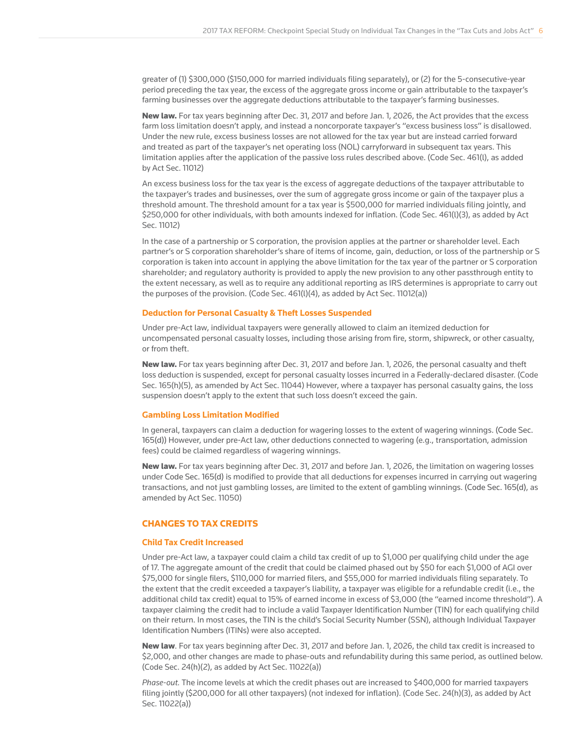greater of (1) $300,000 ($150,000 for married individuals filing separately), or (2) for the 5-consecutive-year period preceding the tax year, the excess of the aggregate gross income or gain attributable to the taxpayer's farming businesses over the aggregate deductions attributable to the taxpayer's farming businesses.

**New law.** For tax years beginning after Dec. 31, 2017 and before Jan. 1, 2026, the Act provides that the excess farm loss limitation doesn't apply, and instead a noncorporate taxpayer's "excess business loss" is disallowed. Under the new rule, excess business losses are not allowed for the tax year but are instead carried forward and treated as part of the taxpayer's net operating loss (NOL) carryforward in subsequent tax years. This limitation applies after the application of the passive loss rules described above. (Code Sec. 461(l), as added by Act Sec. 11012)

An excess business loss for the tax year is the excess of aggregate deductions of the taxpayer attributable to the taxpayer's trades and businesses, over the sum of aggregate gross income or gain of the taxpayer plus a threshold amount. The threshold amount for a tax year is $500,000 for married individuals filing jointly, and $250,000 for other individuals, with both amounts indexed for inflation. (Code Sec. 461(l)(3), as added by Act Sec. 11012)

In the case of a partnership or S corporation, the provision applies at the partner or shareholder level. Each partner's or S corporation shareholder's share of items of income, gain, deduction, or loss of the partnership or S corporation is taken into account in applying the above limitation for the tax year of the partner or S corporation shareholder; and regulatory authority is provided to apply the new provision to any other passthrough entity to the extent necessary, as well as to require any additional reporting as IRS determines is appropriate to carry out the purposes of the provision. (Code Sec. 461(l)(4), as added by Act Sec. 11012(a))

### Deduction for Personal Casualty & Theft Losses Suspended

Under pre-Act law, individual taxpayers were generally allowed to claim an itemized deduction for uncompensated personal casualty losses, including those arising from fire, storm, shipwreck, or other casualty, or from theft.

**New law.** For tax years beginning after Dec. 31, 2017 and before Jan. 1, 2026, the personal casualty and theft loss deduction is suspended, except for personal casualty losses incurred in a Federally-declared disaster. (Code Sec. 165(h)(5), as amended by Act Sec. 11044) However, where a taxpayer has personal casualty gains, the loss suspension doesn't apply to the extent that such loss doesn't exceed the gain.

### Gambling Loss Limitation Modified

In general, taxpayers can claim a deduction for wagering losses to the extent of wagering winnings. (Code Sec. 165(d)) However, under pre-Act law, other deductions connected to wagering (e.g., transportation, admission fees) could be claimed regardless of wagering winnings.

**New law.** For tax years beginning after Dec. 31, 2017 and before Jan. 1, 2026, the limitation on wagering losses under Code Sec. 165(d) is modified to provide that all deductions for expenses incurred in carrying out wagering transactions, and not just gambling losses, are limited to the extent of gambling winnings. (Code Sec. 165(d), as amended by Act Sec. 11050)

## CHANGES TO TAX CREDITS

### Child Tax Credit Increased

Under pre-Act law, a taxpayer could claim a child tax credit of up to $1,000 per qualifying child under the age of 17. The aggregate amount of the credit that could be claimed phased out by $50 for each $1,000 of AGI over $75,000 for single filers, $110,000 for married filers, and $55,000 for married individuals filing separately. To the extent that the credit exceeded a taxpayer's liability, a taxpayer was eligible for a refundable credit (i.e., the additional child tax credit) equal to 15% of earned income in excess of $3,000 (the "earned income threshold"). A taxpayer claiming the credit had to include a valid Taxpayer Identification Number (TIN) for each qualifying child on their return. In most cases, the TIN is the child's Social Security Number (SSN), although Individual Taxpayer Identification Numbers (ITINs) were also accepted.

**New law**. For tax years beginning after Dec. 31, 2017 and before Jan. 1, 2026, the child tax credit is increased to $2,000, and other changes are made to phase-outs and refundability during this same period, as outlined below. (Code Sec. 24(h)(2), as added by Act Sec. 11022(a))

*Phase-out.* The income levels at which the credit phases out are increased to $400,000 for married taxpayers filing jointly ($200,000 for all other taxpayers) (not indexed for inflation). (Code Sec. 24(h)(3), as added by Act Sec. 11022(a))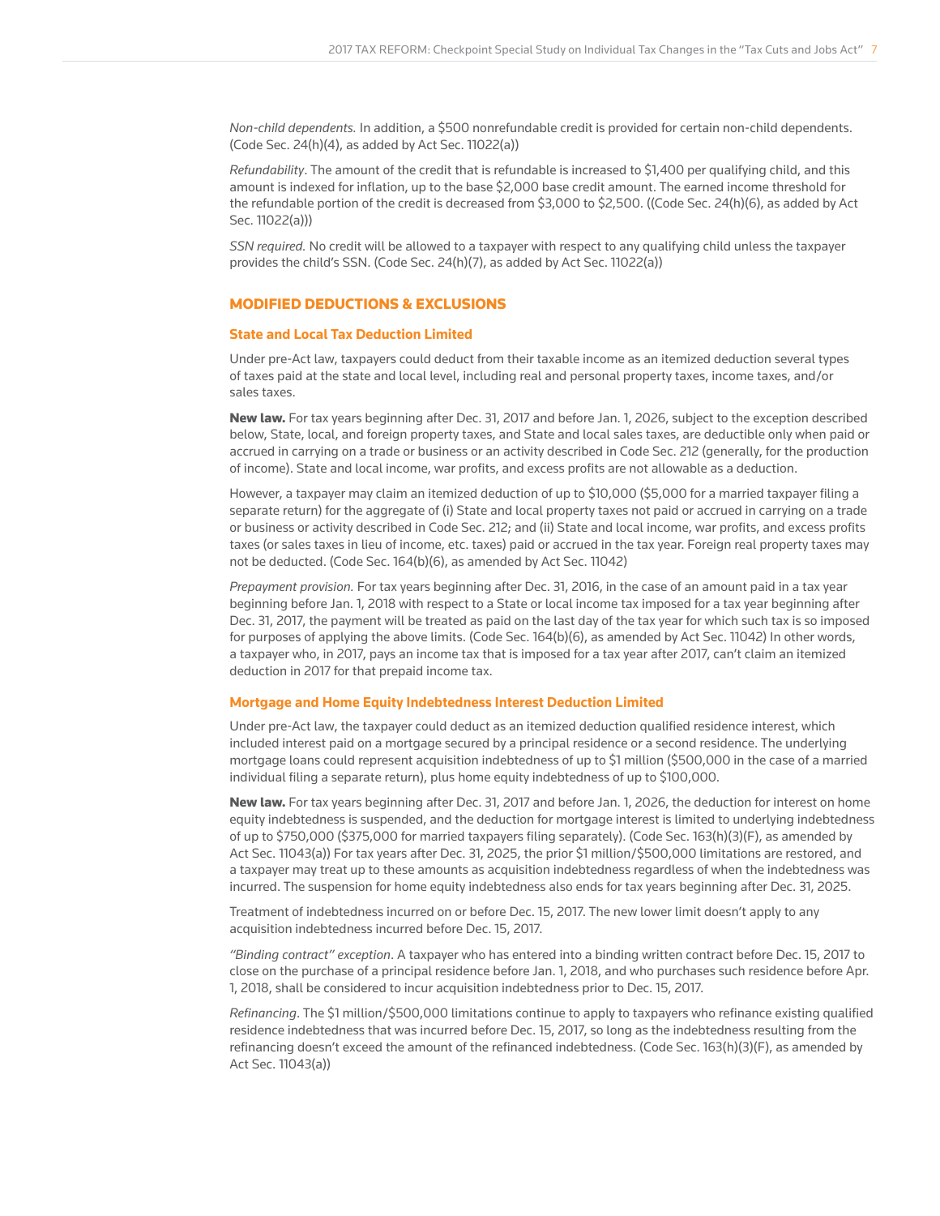*Non-child dependents.* In addition, a $500 nonrefundable credit is provided for certain non-child dependents. (Code Sec. 24(h)(4), as added by Act Sec. 11022(a))

*Refundability*. The amount of the credit that is refundable is increased to $1,400 per qualifying child, and this amount is indexed for inflation, up to the base $2,000 base credit amount. The earned income threshold for the refundable portion of the credit is decreased from $3,000 to $2,500. ((Code Sec. 24(h)(6), as added by Act Sec. 11022(a)))

*SSN required.* No credit will be allowed to a taxpayer with respect to any qualifying child unless the taxpayer provides the child's SSN. (Code Sec. 24(h)(7), as added by Act Sec. 11022(a))

## MODIFIED DEDUCTIONS & EXCLUSIONS

### State and Local Tax Deduction Limited

Under pre-Act law, taxpayers could deduct from their taxable income as an itemized deduction several types of taxes paid at the state and local level, including real and personal property taxes, income taxes, and/or sales taxes.

**New law.** For tax years beginning after Dec. 31, 2017 and before Jan. 1, 2026, subject to the exception described below, State, local, and foreign property taxes, and State and local sales taxes, are deductible only when paid or accrued in carrying on a trade or business or an activity described in Code Sec. 212 (generally, for the production of income). State and local income, war profits, and excess profits are not allowable as a deduction.

However, a taxpayer may claim an itemized deduction of up to $10,000 ($5,000 for a married taxpayer filing a separate return) for the aggregate of (i) State and local property taxes not paid or accrued in carrying on a trade or business or activity described in Code Sec. 212; and (ii) State and local income, war profits, and excess profits taxes (or sales taxes in lieu of income, etc. taxes) paid or accrued in the tax year. Foreign real property taxes may not be deducted. (Code Sec. 164(b)(6), as amended by Act Sec. 11042)

*Prepayment provision.* For tax years beginning after Dec. 31, 2016, in the case of an amount paid in a tax year beginning before Jan. 1, 2018 with respect to a State or local income tax imposed for a tax year beginning after Dec. 31, 2017, the payment will be treated as paid on the last day of the tax year for which such tax is so imposed for purposes of applying the above limits. (Code Sec. 164(b)(6), as amended by Act Sec. 11042) In other words, a taxpayer who, in 2017, pays an income tax that is imposed for a tax year after 2017, can't claim an itemized deduction in 2017 for that prepaid income tax.

### Mortgage and Home Equity Indebtedness Interest Deduction Limited

Under pre-Act law, the taxpayer could deduct as an itemized deduction qualified residence interest, which included interest paid on a mortgage secured by a principal residence or a second residence. The underlying mortgage loans could represent acquisition indebtedness of up to $1 million ($500,000 in the case of a married individual filing a separate return), plus home equity indebtedness of up to $100,000.

**New law.** For tax years beginning after Dec. 31, 2017 and before Jan. 1, 2026, the deduction for interest on home equity indebtedness is suspended, and the deduction for mortgage interest is limited to underlying indebtedness of up to $750,000 ($375,000 for married taxpayers filing separately). (Code Sec. 163(h)(3)(F), as amended by Act Sec. 11043(a)) For tax years after Dec. 31, 2025, the prior $1 million/$500,000 limitations are restored, and a taxpayer may treat up to these amounts as acquisition indebtedness regardless of when the indebtedness was incurred. The suspension for home equity indebtedness also ends for tax years beginning after Dec. 31, 2025.

Treatment of indebtedness incurred on or before Dec. 15, 2017. The new lower limit doesn't apply to any acquisition indebtedness incurred before Dec. 15, 2017.

*"Binding contract" exception*. A taxpayer who has entered into a binding written contract before Dec. 15, 2017 to close on the purchase of a principal residence before Jan. 1, 2018, and who purchases such residence before Apr. 1, 2018, shall be considered to incur acquisition indebtedness prior to Dec. 15, 2017.

*Refinancing*. The $1 million/$500,000 limitations continue to apply to taxpayers who refinance existing qualified residence indebtedness that was incurred before Dec. 15, 2017, so long as the indebtedness resulting from the refinancing doesn't exceed the amount of the refinanced indebtedness. (Code Sec. 163(h)(3)(F), as amended by Act Sec. 11043(a))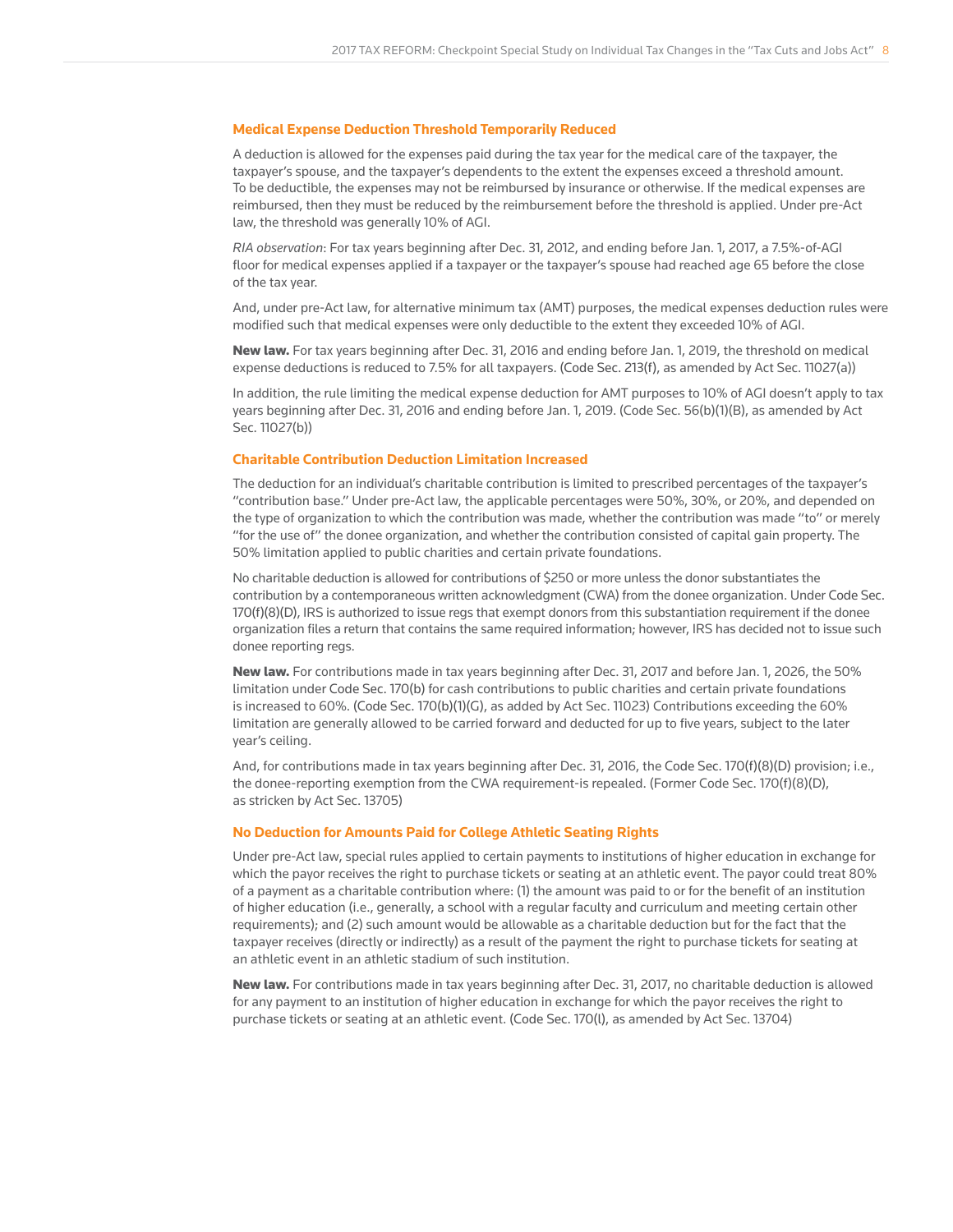### Medical Expense Deduction Threshold Temporarily Reduced

A deduction is allowed for the expenses paid during the tax year for the medical care of the taxpayer, the taxpayer's spouse, and the taxpayer's dependents to the extent the expenses exceed a threshold amount. To be deductible, the expenses may not be reimbursed by insurance or otherwise. If the medical expenses are reimbursed, then they must be reduced by the reimbursement before the threshold is applied. Under pre-Act law, the threshold was generally 10% of AGI.

*RIA observation*: For tax years beginning after Dec. 31, 2012, and ending before Jan. 1, 2017, a 7.5%-of-AGI floor for medical expenses applied if a taxpayer or the taxpayer's spouse had reached age 65 before the close of the tax year.

And, under pre-Act law, for alternative minimum tax (AMT) purposes, the medical expenses deduction rules were modified such that medical expenses were only deductible to the extent they exceeded 10% of AGI.

**New law.** For tax years beginning after Dec. 31, 2016 and ending before Jan. 1, 2019, the threshold on medical expense deductions is reduced to 7.5% for all taxpayers. (Code Sec. 213(f), as amended by Act Sec. 11027(a))

In addition, the rule limiting the medical expense deduction for AMT purposes to 10% of AGI doesn't apply to tax years beginning after Dec. 31, 2016 and ending before Jan. 1, 2019. (Code Sec. 56(b)(1)(B), as amended by Act Sec. 11027(b))

### Charitable Contribution Deduction Limitation Increased

The deduction for an individual's charitable contribution is limited to prescribed percentages of the taxpayer's "contribution base." Under pre-Act law, the applicable percentages were 50%, 30%, or 20%, and depended on the type of organization to which the contribution was made, whether the contribution was made "to" or merely "for the use of" the donee organization, and whether the contribution consisted of capital gain property. The 50% limitation applied to public charities and certain private foundations.

No charitable deduction is allowed for contributions of $250 or more unless the donor substantiates the contribution by a contemporaneous written acknowledgment (CWA) from the donee organization. Under Code Sec. 170(f)(8)(D), IRS is authorized to issue regs that exempt donors from this substantiation requirement if the donee organization files a return that contains the same required information; however, IRS has decided not to issue such donee reporting regs.

**New law.** For contributions made in tax years beginning after Dec. 31, 2017 and before Jan. 1, 2026, the 50% limitation under Code Sec. 170(b) for cash contributions to public charities and certain private foundations is increased to 60%. (Code Sec. 170(b)(1)(G), as added by Act Sec. 11023) Contributions exceeding the 60% limitation are generally allowed to be carried forward and deducted for up to five years, subject to the later year's ceiling.

And, for contributions made in tax years beginning after Dec. 31, 2016, the Code Sec. 170(f)(8)(D) provision; i.e., the donee-reporting exemption from the CWA requirement-is repealed. (Former Code Sec. 170(f)(8)(D), as stricken by Act Sec. 13705)

### No Deduction for Amounts Paid for College Athletic Seating Rights

Under pre-Act law, special rules applied to certain payments to institutions of higher education in exchange for which the payor receives the right to purchase tickets or seating at an athletic event. The payor could treat 80% of a payment as a charitable contribution where: (1) the amount was paid to or for the benefit of an institution of higher education (i.e., generally, a school with a regular faculty and curriculum and meeting certain other requirements); and (2) such amount would be allowable as a charitable deduction but for the fact that the taxpayer receives (directly or indirectly) as a result of the payment the right to purchase tickets for seating at an athletic event in an athletic stadium of such institution.

**New law.** For contributions made in tax years beginning after Dec. 31, 2017, no charitable deduction is allowed for any payment to an institution of higher education in exchange for which the payor receives the right to purchase tickets or seating at an athletic event. (Code Sec. 170(l), as amended by Act Sec. 13704)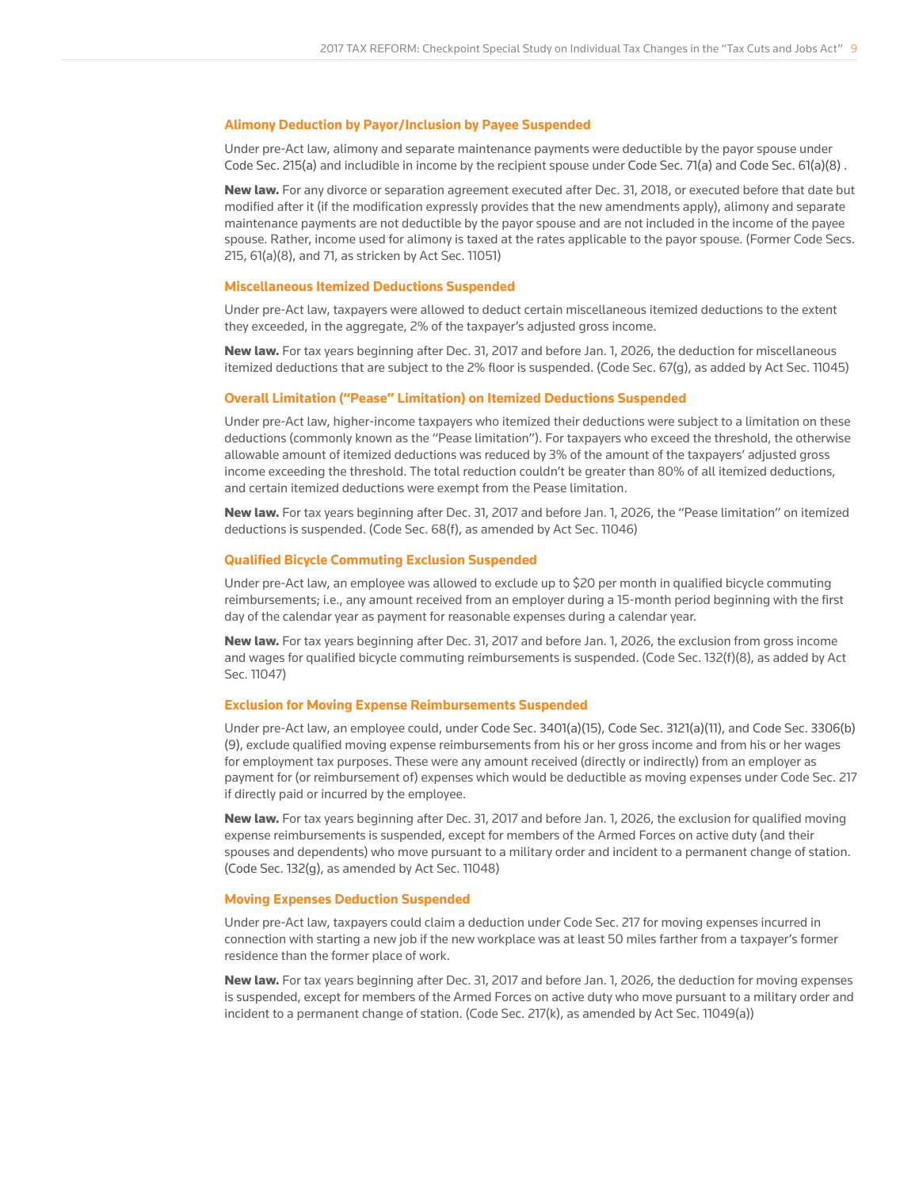### Alimony Deduction by Payor/Inclusion by Payee Suspended

Under pre-Act law, alimony and separate maintenance payments were deductible by the payor spouse under Code Sec. 215(a) and includible in income by the recipient spouse under Code Sec. 71(a) and Code Sec. 61(a)(8) .

**New law.** For any divorce or separation agreement executed after Dec. 31, 2018, or executed before that date but modified after it (if the modification expressly provides that the new amendments apply), alimony and separate maintenance payments are not deductible by the payor spouse and are not included in the income of the payee spouse. Rather, income used for alimony is taxed at the rates applicable to the payor spouse. (Former Code Secs. 215, 61(a)(8), and 71, as stricken by Act Sec. 11051)

### Miscellaneous Itemized Deductions Suspended

Under pre-Act law, taxpayers were allowed to deduct certain miscellaneous itemized deductions to the extent they exceeded, in the aggregate, 2% of the taxpayer's adjusted gross income.

**New law.** For tax years beginning after Dec. 31, 2017 and before Jan. 1, 2026, the deduction for miscellaneous itemized deductions that are subject to the 2% floor is suspended. (Code Sec. 67(g), as added by Act Sec. 11045)

### Overall Limitation ("Pease" Limitation) on Itemized Deductions Suspended

Under pre-Act law, higher-income taxpayers who itemized their deductions were subject to a limitation on these deductions (commonly known as the "Pease limitation"). For taxpayers who exceed the threshold, the otherwise allowable amount of itemized deductions was reduced by 3% of the amount of the taxpayers' adjusted gross income exceeding the threshold. The total reduction couldn't be greater than 80% of all itemized deductions, and certain itemized deductions were exempt from the Pease limitation.

**New law.** For tax years beginning after Dec. 31, 2017 and before Jan. 1, 2026, the "Pease limitation" on itemized deductions is suspended. (Code Sec. 68(f), as amended by Act Sec. 11046)

### Qualified Bicycle Commuting Exclusion Suspended

Under pre-Act law, an employee was allowed to exclude up to $20 per month in qualified bicycle commuting reimbursements; i.e., any amount received from an employer during a 15-month period beginning with the first day of the calendar year as payment for reasonable expenses during a calendar year.

**New law.** For tax years beginning after Dec. 31, 2017 and before Jan. 1, 2026, the exclusion from gross income and wages for qualified bicycle commuting reimbursements is suspended. (Code Sec. 132(f)(8), as added by Act Sec. 11047)

### Exclusion for Moving Expense Reimbursements Suspended

Under pre-Act law, an employee could, under Code Sec. 3401(a)(15), Code Sec. 3121(a)(11), and Code Sec. 3306(b)(9), exclude qualified moving expense reimbursements from his or her gross income and from his or her wages for employment tax purposes. These were any amount received (directly or indirectly) from an employer as payment for (or reimbursement of) expenses which would be deductible as moving expenses under Code Sec. 217 if directly paid or incurred by the employee.

**New law.** For tax years beginning after Dec. 31, 2017 and before Jan. 1, 2026, the exclusion for qualified moving expense reimbursements is suspended, except for members of the Armed Forces on active duty (and their spouses and dependents) who move pursuant to a military order and incident to a permanent change of station. (Code Sec. 132(g), as amended by Act Sec. 11048)

### Moving Expenses Deduction Suspended

Under pre-Act law, taxpayers could claim a deduction under Code Sec. 217 for moving expenses incurred in connection with starting a new job if the new workplace was at least 50 miles farther from a taxpayer's former residence than the former place of work.

**New law.** For tax years beginning after Dec. 31, 2017 and before Jan. 1, 2026, the deduction for moving expenses is suspended, except for members of the Armed Forces on active duty who move pursuant to a military order and incident to a permanent change of station. (Code Sec. 217(k), as amended by Act Sec. 11049(a))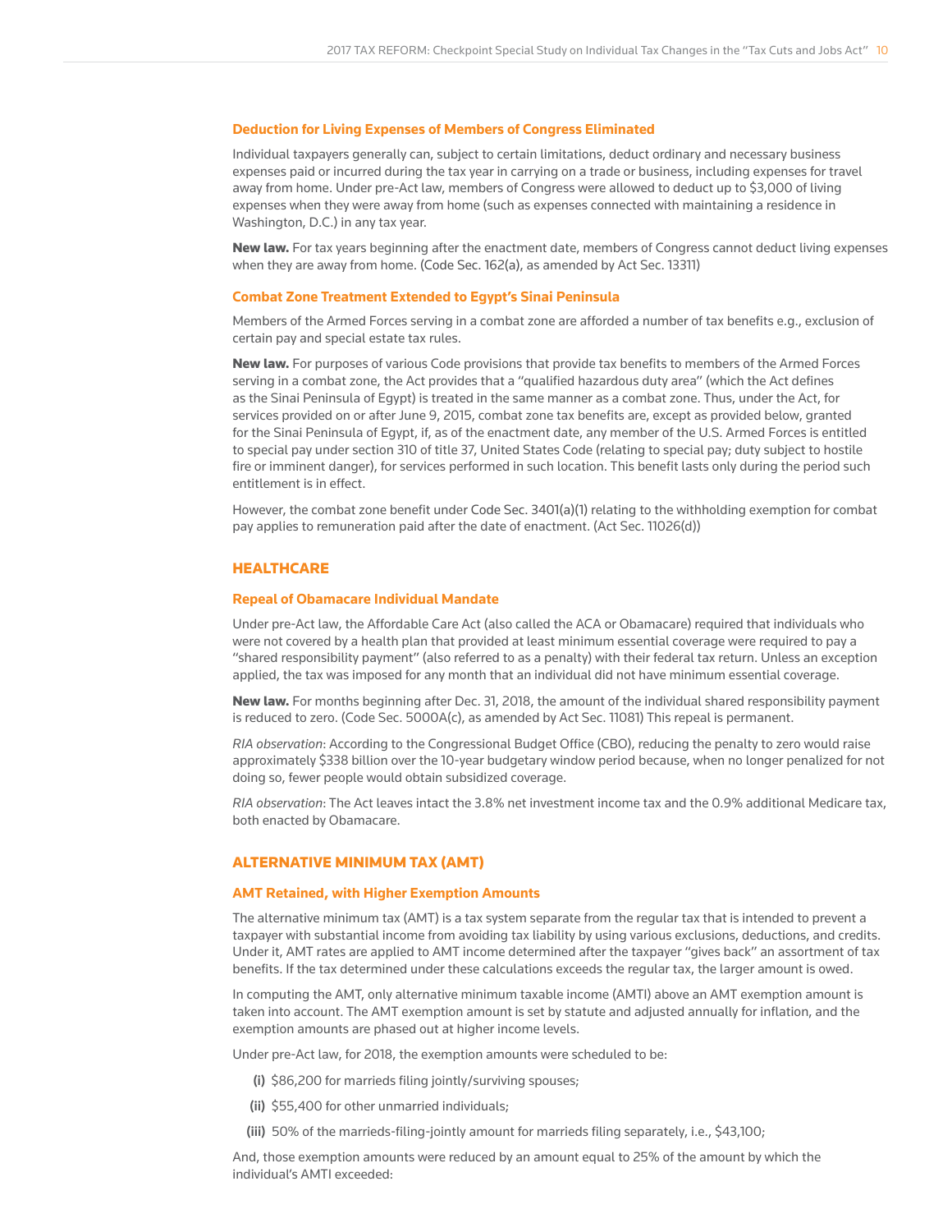### Deduction for Living Expenses of Members of Congress Eliminated

Individual taxpayers generally can, subject to certain limitations, deduct ordinary and necessary business expenses paid or incurred during the tax year in carrying on a trade or business, including expenses for travel away from home. Under pre-Act law, members of Congress were allowed to deduct up to $3,000 of living expenses when they were away from home (such as expenses connected with maintaining a residence in Washington, D.C.) in any tax year.

**New law.** For tax years beginning after the enactment date, members of Congress cannot deduct living expenses when they are away from home. (Code Sec. 162(a), as amended by Act Sec. 13311)

### Combat Zone Treatment Extended to Egypt's Sinai Peninsula

Members of the Armed Forces serving in a combat zone are afforded a number of tax benefits e.g., exclusion of certain pay and special estate tax rules.

**New law.** For purposes of various Code provisions that provide tax benefits to members of the Armed Forces serving in a combat zone, the Act provides that a "qualified hazardous duty area" (which the Act defines as the Sinai Peninsula of Egypt) is treated in the same manner as a combat zone. Thus, under the Act, for services provided on or after June 9, 2015, combat zone tax benefits are, except as provided below, granted for the Sinai Peninsula of Egypt, if, as of the enactment date, any member of the U.S. Armed Forces is entitled to special pay under section 310 of title 37, United States Code (relating to special pay; duty subject to hostile fire or imminent danger), for services performed in such location. This benefit lasts only during the period such entitlement is in effect.

However, the combat zone benefit under Code Sec. 3401(a)(1) relating to the withholding exemption for combat pay applies to remuneration paid after the date of enactment. (Act Sec. 11026(d))

## HEALTHCARE

### Repeal of Obamacare Individual Mandate

Under pre-Act law, the Affordable Care Act (also called the ACA or Obamacare) required that individuals who were not covered by a health plan that provided at least minimum essential coverage were required to pay a "shared responsibility payment" (also referred to as a penalty) with their federal tax return. Unless an exception applied, the tax was imposed for any month that an individual did not have minimum essential coverage.

**New law.** For months beginning after Dec. 31, 2018, the amount of the individual shared responsibility payment is reduced to zero. (Code Sec. 5000A(c), as amended by Act Sec. 11081) This repeal is permanent.

*RIA observation*: According to the Congressional Budget Office (CBO), reducing the penalty to zero would raise approximately $338 billion over the 10-year budgetary window period because, when no longer penalized for not doing so, fewer people would obtain subsidized coverage.

*RIA observation*: The Act leaves intact the 3.8% net investment income tax and the 0.9% additional Medicare tax, both enacted by Obamacare.

## ALTERNATIVE MINIMUM TAX (AMT)

### AMT Retained, with Higher Exemption Amounts

The alternative minimum tax (AMT) is a tax system separate from the regular tax that is intended to prevent a taxpayer with substantial income from avoiding tax liability by using various exclusions, deductions, and credits. Under it, AMT rates are applied to AMT income determined after the taxpayer "gives back" an assortment of tax benefits. If the tax determined under these calculations exceeds the regular tax, the larger amount is owed.

In computing the AMT, only alternative minimum taxable income (AMTI) above an AMT exemption amount is taken into account. The AMT exemption amount is set by statute and adjusted annually for inflation, and the exemption amounts are phased out at higher income levels.

Under pre-Act law, for 2018, the exemption amounts were scheduled to be:

**(i)** $86,200 for marrieds filing jointly/surviving spouses;

**(ii)** $55,400 for other unmarried individuals;

**(iii)** 50% of the marrieds-filing-jointly amount for marrieds filing separately, i.e., $43,100;

And, those exemption amounts were reduced by an amount equal to 25% of the amount by which the individual's AMTI exceeded: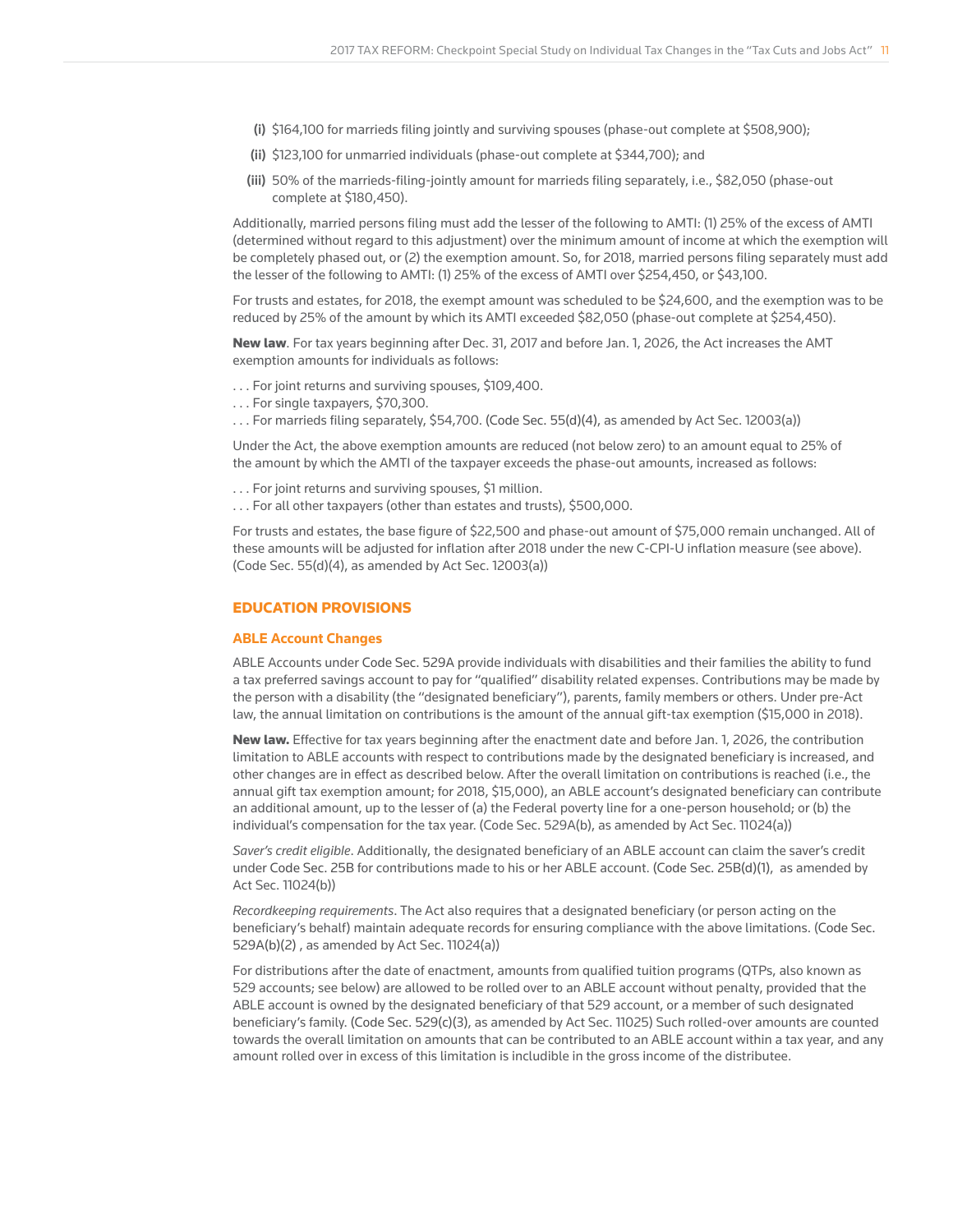(i) $164,100 for marrieds filing jointly and surviving spouses (phase-out complete at $508,900);

(ii) $123,100 for unmarried individuals (phase-out complete at $344,700); and

(iii) 50% of the marrieds-filing-jointly amount for marrieds filing separately, i.e., $82,050 (phase-out complete at $180,450).

Additionally, married persons filing must add the lesser of the following to AMTI: (1) 25% of the excess of AMTI (determined without regard to this adjustment) over the minimum amount of income at which the exemption will be completely phased out, or (2) the exemption amount. So, for 2018, married persons filing separately must add the lesser of the following to AMTI: (1) 25% of the excess of AMTI over $254,450, or $43,100.

For trusts and estates, for 2018, the exempt amount was scheduled to be $24,600, and the exemption was to be reduced by 25% of the amount by which its AMTI exceeded $82,050 (phase-out complete at $254,450).

**New law**. For tax years beginning after Dec. 31, 2017 and before Jan. 1, 2026, the Act increases the AMT exemption amounts for individuals as follows:

. . . For joint returns and surviving spouses, $109,400.
. . . For single taxpayers, $70,300.
. . . For marrieds filing separately, $54,700. (Code Sec. 55(d)(4), as amended by Act Sec. 12003(a))

Under the Act, the above exemption amounts are reduced (not below zero) to an amount equal to 25% of the amount by which the AMTI of the taxpayer exceeds the phase-out amounts, increased as follows:

. . . For joint returns and surviving spouses, $1 million.
. . . For all other taxpayers (other than estates and trusts), $500,000.

For trusts and estates, the base figure of $22,500 and phase-out amount of $75,000 remain unchanged. All of these amounts will be adjusted for inflation after 2018 under the new C-CPI-U inflation measure (see above). (Code Sec. 55(d)(4), as amended by Act Sec. 12003(a))

## EDUCATION PROVISIONS

### ABLE Account Changes

ABLE Accounts under Code Sec. 529A provide individuals with disabilities and their families the ability to fund a tax preferred savings account to pay for "qualified" disability related expenses. Contributions may be made by the person with a disability (the "designated beneficiary"), parents, family members or others. Under pre-Act law, the annual limitation on contributions is the amount of the annual gift-tax exemption ($15,000 in 2018).

**New law.** Effective for tax years beginning after the enactment date and before Jan. 1, 2026, the contribution limitation to ABLE accounts with respect to contributions made by the designated beneficiary is increased, and other changes are in effect as described below. After the overall limitation on contributions is reached (i.e., the annual gift tax exemption amount; for 2018, $15,000), an ABLE account's designated beneficiary can contribute an additional amount, up to the lesser of (a) the Federal poverty line for a one-person household; or (b) the individual's compensation for the tax year. (Code Sec. 529A(b), as amended by Act Sec. 11024(a))

*Saver's credit eligible*. Additionally, the designated beneficiary of an ABLE account can claim the saver's credit under Code Sec. 25B for contributions made to his or her ABLE account. (Code Sec. 25B(d)(1), as amended by Act Sec. 11024(b))

*Recordkeeping requirements*. The Act also requires that a designated beneficiary (or person acting on the beneficiary's behalf) maintain adequate records for ensuring compliance with the above limitations. (Code Sec. 529A(b)(2) , as amended by Act Sec. 11024(a))

For distributions after the date of enactment, amounts from qualified tuition programs (QTPs, also known as 529 accounts; see below) are allowed to be rolled over to an ABLE account without penalty, provided that the ABLE account is owned by the designated beneficiary of that 529 account, or a member of such designated beneficiary's family. (Code Sec. 529(c)(3), as amended by Act Sec. 11025) Such rolled-over amounts are counted towards the overall limitation on amounts that can be contributed to an ABLE account within a tax year, and any amount rolled over in excess of this limitation is includible in the gross income of the distributee.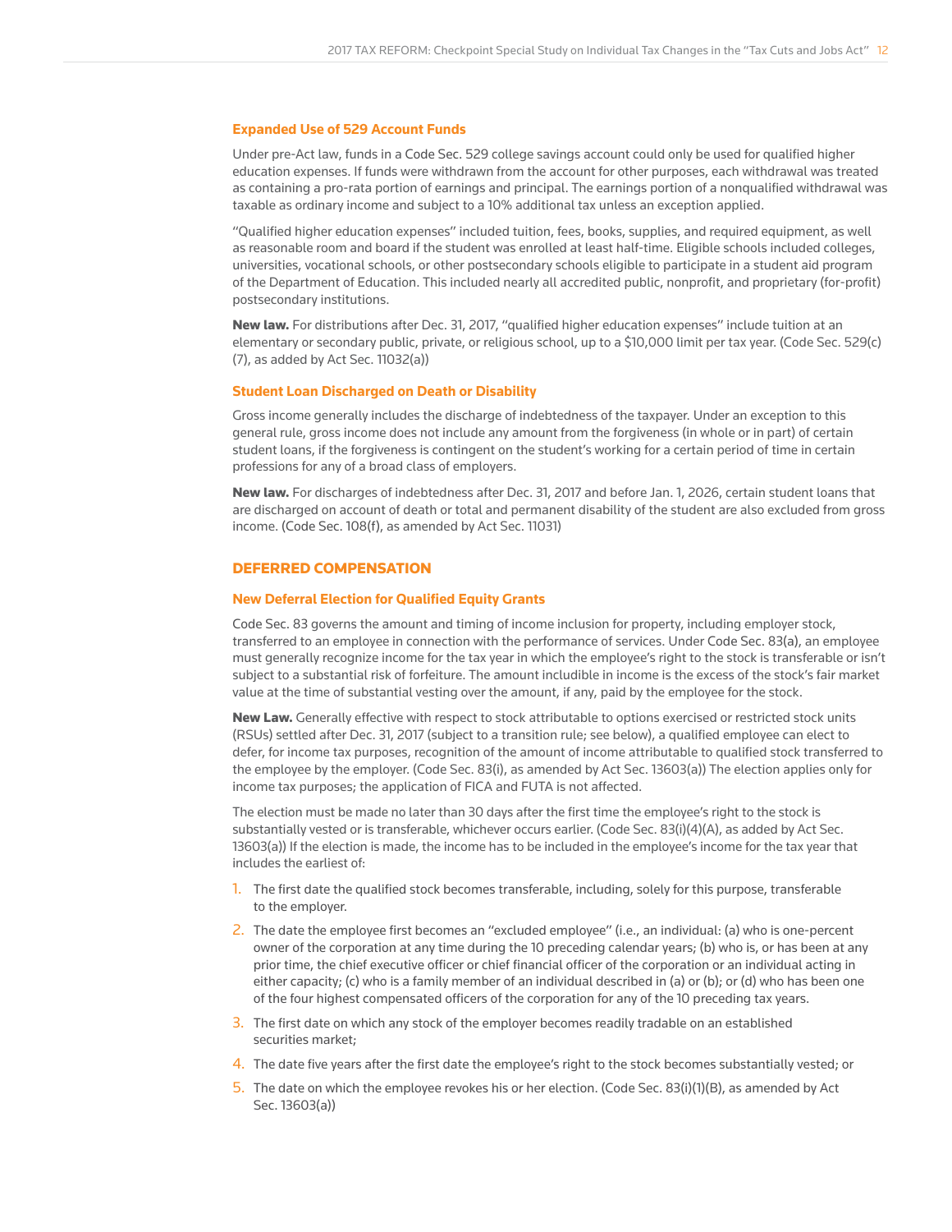### Expanded Use of 529 Account Funds

Under pre-Act law, funds in a Code Sec. 529 college savings account could only be used for qualified higher education expenses. If funds were withdrawn from the account for other purposes, each withdrawal was treated as containing a pro-rata portion of earnings and principal. The earnings portion of a nonqualified withdrawal was taxable as ordinary income and subject to a 10% additional tax unless an exception applied.

"Qualified higher education expenses" included tuition, fees, books, supplies, and required equipment, as well as reasonable room and board if the student was enrolled at least half-time. Eligible schools included colleges, universities, vocational schools, or other postsecondary schools eligible to participate in a student aid program of the Department of Education. This included nearly all accredited public, nonprofit, and proprietary (for-profit) postsecondary institutions.

**New law.** For distributions after Dec. 31, 2017, "qualified higher education expenses" include tuition at an elementary or secondary public, private, or religious school, up to a $10,000 limit per tax year. (Code Sec. 529(c)(7), as added by Act Sec. 11032(a))

### Student Loan Discharged on Death or Disability

Gross income generally includes the discharge of indebtedness of the taxpayer. Under an exception to this general rule, gross income does not include any amount from the forgiveness (in whole or in part) of certain student loans, if the forgiveness is contingent on the student's working for a certain period of time in certain professions for any of a broad class of employers.

**New law.** For discharges of indebtedness after Dec. 31, 2017 and before Jan. 1, 2026, certain student loans that are discharged on account of death or total and permanent disability of the student are also excluded from gross income. (Code Sec. 108(f), as amended by Act Sec. 11031)

## DEFERRED COMPENSATION

### New Deferral Election for Qualified Equity Grants

Code Sec. 83 governs the amount and timing of income inclusion for property, including employer stock, transferred to an employee in connection with the performance of services. Under Code Sec. 83(a), an employee must generally recognize income for the tax year in which the employee's right to the stock is transferable or isn't subject to a substantial risk of forfeiture. The amount includible in income is the excess of the stock's fair market value at the time of substantial vesting over the amount, if any, paid by the employee for the stock.

**New Law.** Generally effective with respect to stock attributable to options exercised or restricted stock units (RSUs) settled after Dec. 31, 2017 (subject to a transition rule; see below), a qualified employee can elect to defer, for income tax purposes, recognition of the amount of income attributable to qualified stock transferred to the employee by the employer. (Code Sec. 83(i), as amended by Act Sec. 13603(a)) The election applies only for income tax purposes; the application of FICA and FUTA is not affected.

The election must be made no later than 30 days after the first time the employee's right to the stock is substantially vested or is transferable, whichever occurs earlier. (Code Sec. 83(i)(4)(A), as added by Act Sec. 13603(a)) If the election is made, the income has to be included in the employee's income for the tax year that includes the earliest of:

1. The first date the qualified stock becomes transferable, including, solely for this purpose, transferable to the employer.
2. The date the employee first becomes an "excluded employee" (i.e., an individual: (a) who is one-percent owner of the corporation at any time during the 10 preceding calendar years; (b) who is, or has been at any prior time, the chief executive officer or chief financial officer of the corporation or an individual acting in either capacity; (c) who is a family member of an individual described in (a) or (b); or (d) who has been one of the four highest compensated officers of the corporation for any of the 10 preceding tax years.
3. The first date on which any stock of the employer becomes readily tradable on an established securities market;
4. The date five years after the first date the employee's right to the stock becomes substantially vested; or
5. The date on which the employee revokes his or her election. (Code Sec. 83(i)(1)(B), as amended by Act Sec. 13603(a))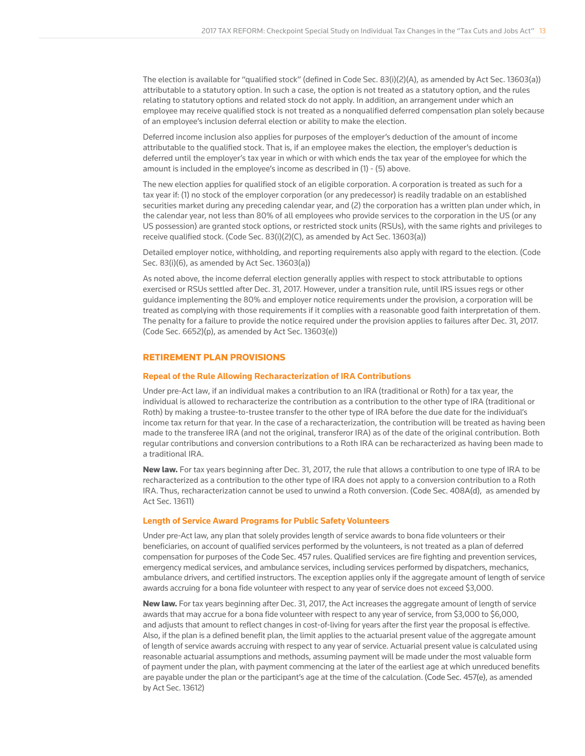The election is available for "qualified stock" (defined in Code Sec. 83(i)(2)(A), as amended by Act Sec. 13603(a)) attributable to a statutory option. In such a case, the option is not treated as a statutory option, and the rules relating to statutory options and related stock do not apply. In addition, an arrangement under which an employee may receive qualified stock is not treated as a nonqualified deferred compensation plan solely because of an employee's inclusion deferral election or ability to make the election.

Deferred income inclusion also applies for purposes of the employer's deduction of the amount of income attributable to the qualified stock. That is, if an employee makes the election, the employer's deduction is deferred until the employer's tax year in which or with which ends the tax year of the employee for which the amount is included in the employee's income as described in (1) - (5) above.

The new election applies for qualified stock of an eligible corporation. A corporation is treated as such for a tax year if: (1) no stock of the employer corporation (or any predecessor) is readily tradable on an established securities market during any preceding calendar year, and (2) the corporation has a written plan under which, in the calendar year, not less than 80% of all employees who provide services to the corporation in the US (or any US possession) are granted stock options, or restricted stock units (RSUs), with the same rights and privileges to receive qualified stock. (Code Sec. 83(i)(2)(C), as amended by Act Sec. 13603(a))

Detailed employer notice, withholding, and reporting requirements also apply with regard to the election. (Code Sec. 83(i)(6), as amended by Act Sec. 13603(a))

As noted above, the income deferral election generally applies with respect to stock attributable to options exercised or RSUs settled after Dec. 31, 2017. However, under a transition rule, until IRS issues regs or other guidance implementing the 80% and employer notice requirements under the provision, a corporation will be treated as complying with those requirements if it complies with a reasonable good faith interpretation of them. The penalty for a failure to provide the notice required under the provision applies to failures after Dec. 31, 2017. (Code Sec. 6652)(p), as amended by Act Sec. 13603(e))

## RETIREMENT PLAN PROVISIONS

### Repeal of the Rule Allowing Recharacterization of IRA Contributions

Under pre-Act law, if an individual makes a contribution to an IRA (traditional or Roth) for a tax year, the individual is allowed to recharacterize the contribution as a contribution to the other type of IRA (traditional or Roth) by making a trustee-to-trustee transfer to the other type of IRA before the due date for the individual's income tax return for that year. In the case of a recharacterization, the contribution will be treated as having been made to the transferee IRA (and not the original, transferor IRA) as of the date of the original contribution. Both regular contributions and conversion contributions to a Roth IRA can be recharacterized as having been made to a traditional IRA.

**New law.** For tax years beginning after Dec. 31, 2017, the rule that allows a contribution to one type of IRA to be recharacterized as a contribution to the other type of IRA does not apply to a conversion contribution to a Roth IRA. Thus, recharacterization cannot be used to unwind a Roth conversion. (Code Sec. 408A(d), as amended by Act Sec. 13611)

### Length of Service Award Programs for Public Safety Volunteers

Under pre-Act law, any plan that solely provides length of service awards to bona fide volunteers or their beneficiaries, on account of qualified services performed by the volunteers, is not treated as a plan of deferred compensation for purposes of the Code Sec. 457 rules. Qualified services are fire fighting and prevention services, emergency medical services, and ambulance services, including services performed by dispatchers, mechanics, ambulance drivers, and certified instructors. The exception applies only if the aggregate amount of length of service awards accruing for a bona fide volunteer with respect to any year of service does not exceed $3,000.

**New law.** For tax years beginning after Dec. 31, 2017, the Act increases the aggregate amount of length of service awards that may accrue for a bona fide volunteer with respect to any year of service, from $3,000 to $6,000, and adjusts that amount to reflect changes in cost-of-living for years after the first year the proposal is effective. Also, if the plan is a defined benefit plan, the limit applies to the actuarial present value of the aggregate amount of length of service awards accruing with respect to any year of service. Actuarial present value is calculated using reasonable actuarial assumptions and methods, assuming payment will be made under the most valuable form of payment under the plan, with payment commencing at the later of the earliest age at which unreduced benefits are payable under the plan or the participant's age at the time of the calculation. (Code Sec. 457(e), as amended by Act Sec. 13612)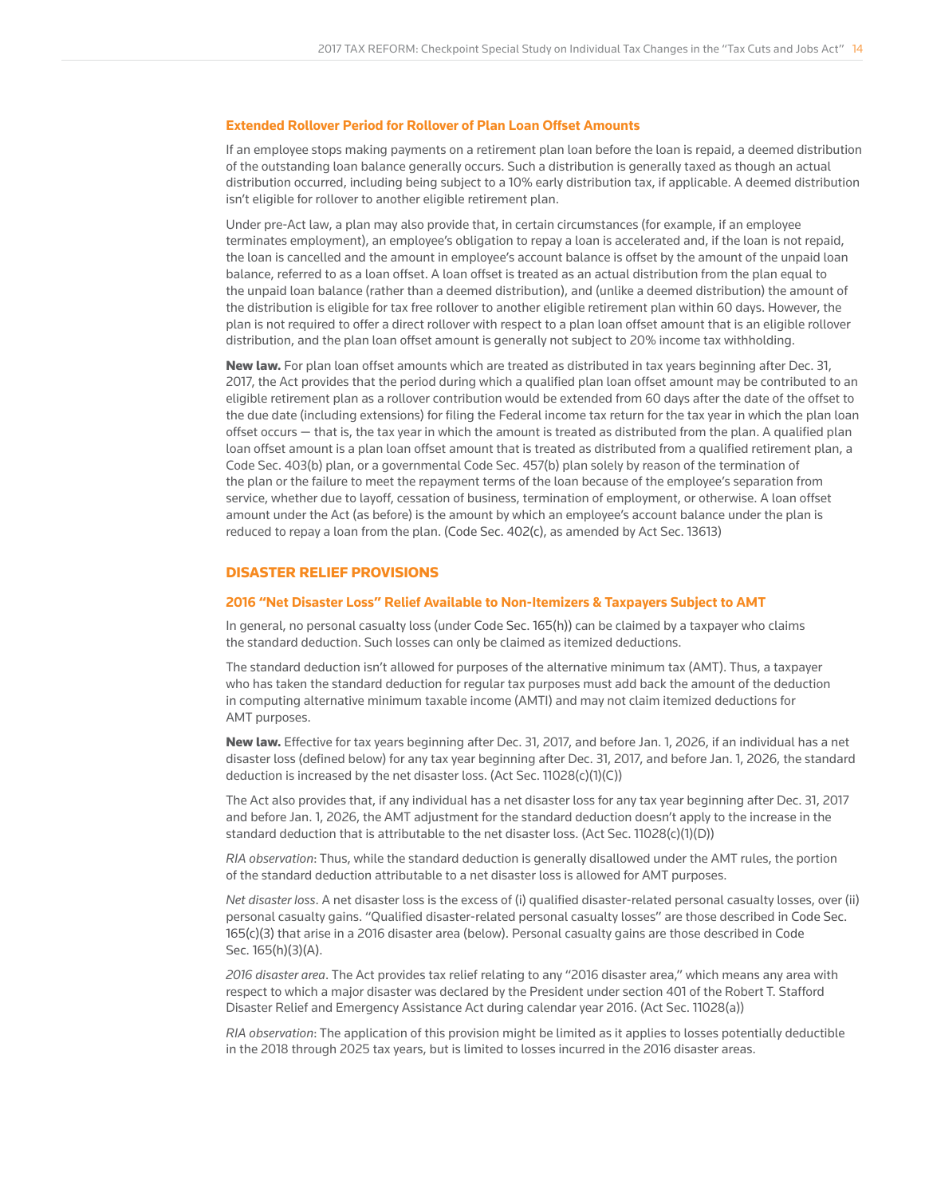### Extended Rollover Period for Rollover of Plan Loan Offset Amounts

If an employee stops making payments on a retirement plan loan before the loan is repaid, a deemed distribution of the outstanding loan balance generally occurs. Such a distribution is generally taxed as though an actual distribution occurred, including being subject to a 10% early distribution tax, if applicable. A deemed distribution isn't eligible for rollover to another eligible retirement plan.

Under pre-Act law, a plan may also provide that, in certain circumstances (for example, if an employee terminates employment), an employee's obligation to repay a loan is accelerated and, if the loan is not repaid, the loan is cancelled and the amount in employee's account balance is offset by the amount of the unpaid loan balance, referred to as a loan offset. A loan offset is treated as an actual distribution from the plan equal to the unpaid loan balance (rather than a deemed distribution), and (unlike a deemed distribution) the amount of the distribution is eligible for tax free rollover to another eligible retirement plan within 60 days. However, the plan is not required to offer a direct rollover with respect to a plan loan offset amount that is an eligible rollover distribution, and the plan loan offset amount is generally not subject to 20% income tax withholding.

**New law.** For plan loan offset amounts which are treated as distributed in tax years beginning after Dec. 31, 2017, the Act provides that the period during which a qualified plan loan offset amount may be contributed to an eligible retirement plan as a rollover contribution would be extended from 60 days after the date of the offset to the due date (including extensions) for filing the Federal income tax return for the tax year in which the plan loan offset occurs — that is, the tax year in which the amount is treated as distributed from the plan. A qualified plan loan offset amount is a plan loan offset amount that is treated as distributed from a qualified retirement plan, a Code Sec. 403(b) plan, or a governmental Code Sec. 457(b) plan solely by reason of the termination of the plan or the failure to meet the repayment terms of the loan because of the employee's separation from service, whether due to layoff, cessation of business, termination of employment, or otherwise. A loan offset amount under the Act (as before) is the amount by which an employee's account balance under the plan is reduced to repay a loan from the plan. (Code Sec. 402(c), as amended by Act Sec. 13613)

## DISASTER RELIEF PROVISIONS

### 2016 "Net Disaster Loss" Relief Available to Non-Itemizers & Taxpayers Subject to AMT

In general, no personal casualty loss (under Code Sec. 165(h)) can be claimed by a taxpayer who claims the standard deduction. Such losses can only be claimed as itemized deductions.

The standard deduction isn't allowed for purposes of the alternative minimum tax (AMT). Thus, a taxpayer who has taken the standard deduction for regular tax purposes must add back the amount of the deduction in computing alternative minimum taxable income (AMTI) and may not claim itemized deductions for AMT purposes.

**New law.** Effective for tax years beginning after Dec. 31, 2017, and before Jan. 1, 2026, if an individual has a net disaster loss (defined below) for any tax year beginning after Dec. 31, 2017, and before Jan. 1, 2026, the standard deduction is increased by the net disaster loss. (Act Sec. 11028(c)(1)(C))

The Act also provides that, if any individual has a net disaster loss for any tax year beginning after Dec. 31, 2017 and before Jan. 1, 2026, the AMT adjustment for the standard deduction doesn't apply to the increase in the standard deduction that is attributable to the net disaster loss. (Act Sec. 11028(c)(1)(D))

*RIA observation*: Thus, while the standard deduction is generally disallowed under the AMT rules, the portion of the standard deduction attributable to a net disaster loss is allowed for AMT purposes.

*Net disaster loss*. A net disaster loss is the excess of (i) qualified disaster-related personal casualty losses, over (ii) personal casualty gains. "Qualified disaster-related personal casualty losses" are those described in Code Sec. 165(c)(3) that arise in a 2016 disaster area (below). Personal casualty gains are those described in Code Sec. 165(h)(3)(A).

*2016 disaster area*. The Act provides tax relief relating to any "2016 disaster area," which means any area with respect to which a major disaster was declared by the President under section 401 of the Robert T. Stafford Disaster Relief and Emergency Assistance Act during calendar year 2016. (Act Sec. 11028(a))

*RIA observation*: The application of this provision might be limited as it applies to losses potentially deductible in the 2018 through 2025 tax years, but is limited to losses incurred in the 2016 disaster areas.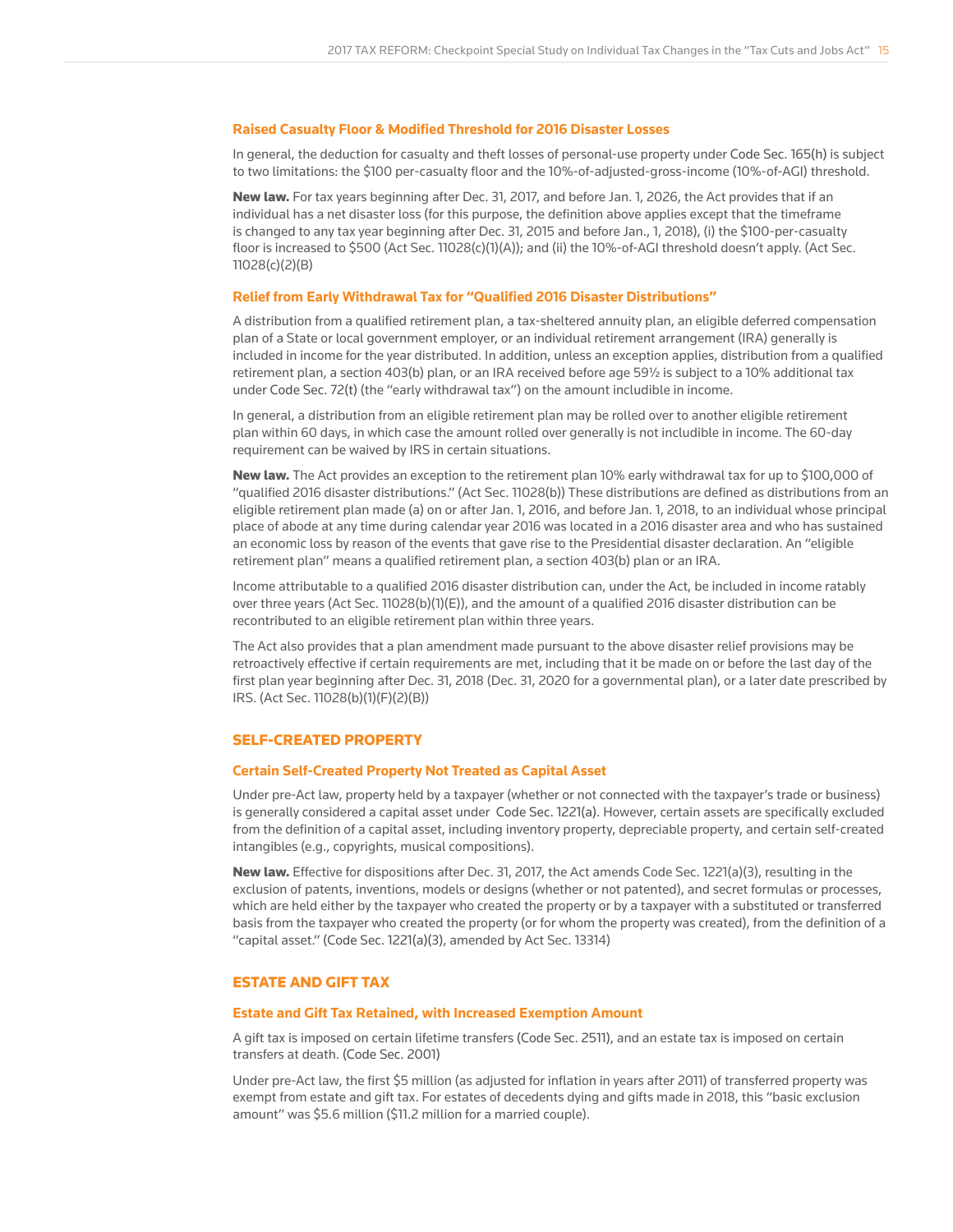### Raised Casualty Floor & Modified Threshold for 2016 Disaster Losses

In general, the deduction for casualty and theft losses of personal-use property under Code Sec. 165(h) is subject to two limitations: the $100 per-casualty floor and the 10%-of-adjusted-gross-income (10%-of-AGI) threshold.

**New law.** For tax years beginning after Dec. 31, 2017, and before Jan. 1, 2026, the Act provides that if an individual has a net disaster loss (for this purpose, the definition above applies except that the timeframe is changed to any tax year beginning after Dec. 31, 2015 and before Jan., 1, 2018), (i) the $100-per-casualty floor is increased to $500 (Act Sec. 11028(c)(1)(A)); and (ii) the 10%-of-AGI threshold doesn't apply. (Act Sec. 11028(c)(2)(B)

### Relief from Early Withdrawal Tax for "Qualified 2016 Disaster Distributions"

A distribution from a qualified retirement plan, a tax-sheltered annuity plan, an eligible deferred compensation plan of a State or local government employer, or an individual retirement arrangement (IRA) generally is included in income for the year distributed. In addition, unless an exception applies, distribution from a qualified retirement plan, a section 403(b) plan, or an IRA received before age 59½ is subject to a 10% additional tax under Code Sec. 72(t) (the "early withdrawal tax") on the amount includible in income.

In general, a distribution from an eligible retirement plan may be rolled over to another eligible retirement plan within 60 days, in which case the amount rolled over generally is not includible in income. The 60-day requirement can be waived by IRS in certain situations.

**New law.** The Act provides an exception to the retirement plan 10% early withdrawal tax for up to $100,000 of "qualified 2016 disaster distributions." (Act Sec. 11028(b)) These distributions are defined as distributions from an eligible retirement plan made (a) on or after Jan. 1, 2016, and before Jan. 1, 2018, to an individual whose principal place of abode at any time during calendar year 2016 was located in a 2016 disaster area and who has sustained an economic loss by reason of the events that gave rise to the Presidential disaster declaration. An "eligible retirement plan" means a qualified retirement plan, a section 403(b) plan or an IRA.

Income attributable to a qualified 2016 disaster distribution can, under the Act, be included in income ratably over three years (Act Sec. 11028(b)(1)(E)), and the amount of a qualified 2016 disaster distribution can be recontributed to an eligible retirement plan within three years.

The Act also provides that a plan amendment made pursuant to the above disaster relief provisions may be retroactively effective if certain requirements are met, including that it be made on or before the last day of the first plan year beginning after Dec. 31, 2018 (Dec. 31, 2020 for a governmental plan), or a later date prescribed by IRS. (Act Sec. 11028(b)(1)(F)(2)(B))

## SELF-CREATED PROPERTY

### Certain Self-Created Property Not Treated as Capital Asset

Under pre-Act law, property held by a taxpayer (whether or not connected with the taxpayer's trade or business) is generally considered a capital asset under Code Sec. 1221(a). However, certain assets are specifically excluded from the definition of a capital asset, including inventory property, depreciable property, and certain self-created intangibles (e.g., copyrights, musical compositions).

**New law.** Effective for dispositions after Dec. 31, 2017, the Act amends Code Sec. 1221(a)(3), resulting in the exclusion of patents, inventions, models or designs (whether or not patented), and secret formulas or processes, which are held either by the taxpayer who created the property or by a taxpayer with a substituted or transferred basis from the taxpayer who created the property (or for whom the property was created), from the definition of a "capital asset." (Code Sec. 1221(a)(3), amended by Act Sec. 13314)

## ESTATE AND GIFT TAX

### Estate and Gift Tax Retained, with Increased Exemption Amount

A gift tax is imposed on certain lifetime transfers (Code Sec. 2511), and an estate tax is imposed on certain transfers at death. (Code Sec. 2001)

Under pre-Act law, the first $5 million (as adjusted for inflation in years after 2011) of transferred property was exempt from estate and gift tax. For estates of decedents dying and gifts made in 2018, this "basic exclusion amount" was $5.6 million ($11.2 million for a married couple).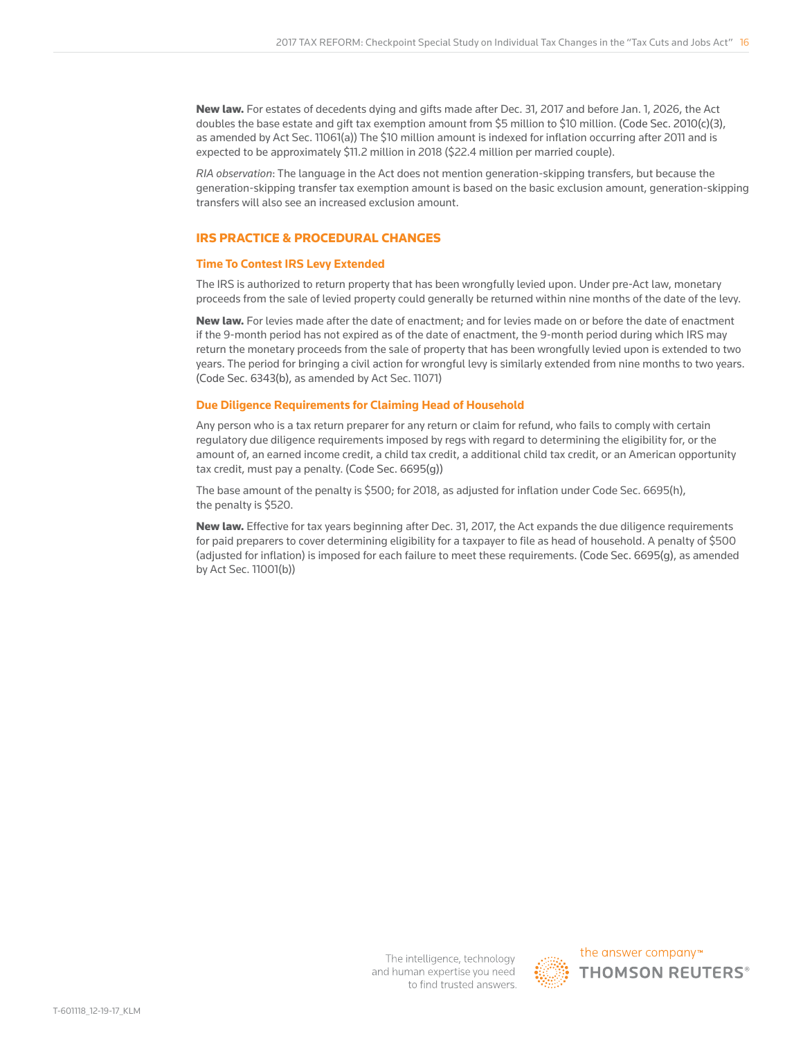**New law.** For estates of decedents dying and gifts made after Dec. 31, 2017 and before Jan. 1, 2026, the Act doubles the base estate and gift tax exemption amount from $5 million to $10 million. (Code Sec. 2010(c)(3), as amended by Act Sec. 11061(a)) The $10 million amount is indexed for inflation occurring after 2011 and is expected to be approximately $11.2 million in 2018 ($22.4 million per married couple).

*RIA observation*: The language in the Act does not mention generation-skipping transfers, but because the generation-skipping transfer tax exemption amount is based on the basic exclusion amount, generation-skipping transfers will also see an increased exclusion amount.

## IRS PRACTICE & PROCEDURAL CHANGES

### Time To Contest IRS Levy Extended

The IRS is authorized to return property that has been wrongfully levied upon. Under pre-Act law, monetary proceeds from the sale of levied property could generally be returned within nine months of the date of the levy.

**New law.** For levies made after the date of enactment; and for levies made on or before the date of enactment if the 9-month period has not expired as of the date of enactment, the 9-month period during which IRS may return the monetary proceeds from the sale of property that has been wrongfully levied upon is extended to two years. The period for bringing a civil action for wrongful levy is similarly extended from nine months to two years. (Code Sec. 6343(b), as amended by Act Sec. 11071)

### Due Diligence Requirements for Claiming Head of Household

Any person who is a tax return preparer for any return or claim for refund, who fails to comply with certain regulatory due diligence requirements imposed by regs with regard to determining the eligibility for, or the amount of, an earned income credit, a child tax credit, a additional child tax credit, or an American opportunity tax credit, must pay a penalty. (Code Sec. 6695(g))

The base amount of the penalty is $500; for 2018, as adjusted for inflation under Code Sec. 6695(h), the penalty is $520.

**New law.** Effective for tax years beginning after Dec. 31, 2017, the Act expands the due diligence requirements for paid preparers to cover determining eligibility for a taxpayer to file as head of household. A penalty of $500 (adjusted for inflation) is imposed for each failure to meet these requirements. (Code Sec. 6695(g), as amended by Act Sec. 11001(b))

The intelligence, technology and human expertise you need to find trusted answers.

the answer company™ THOMSON REUTERS®

T-601118_12-19-17_KLM